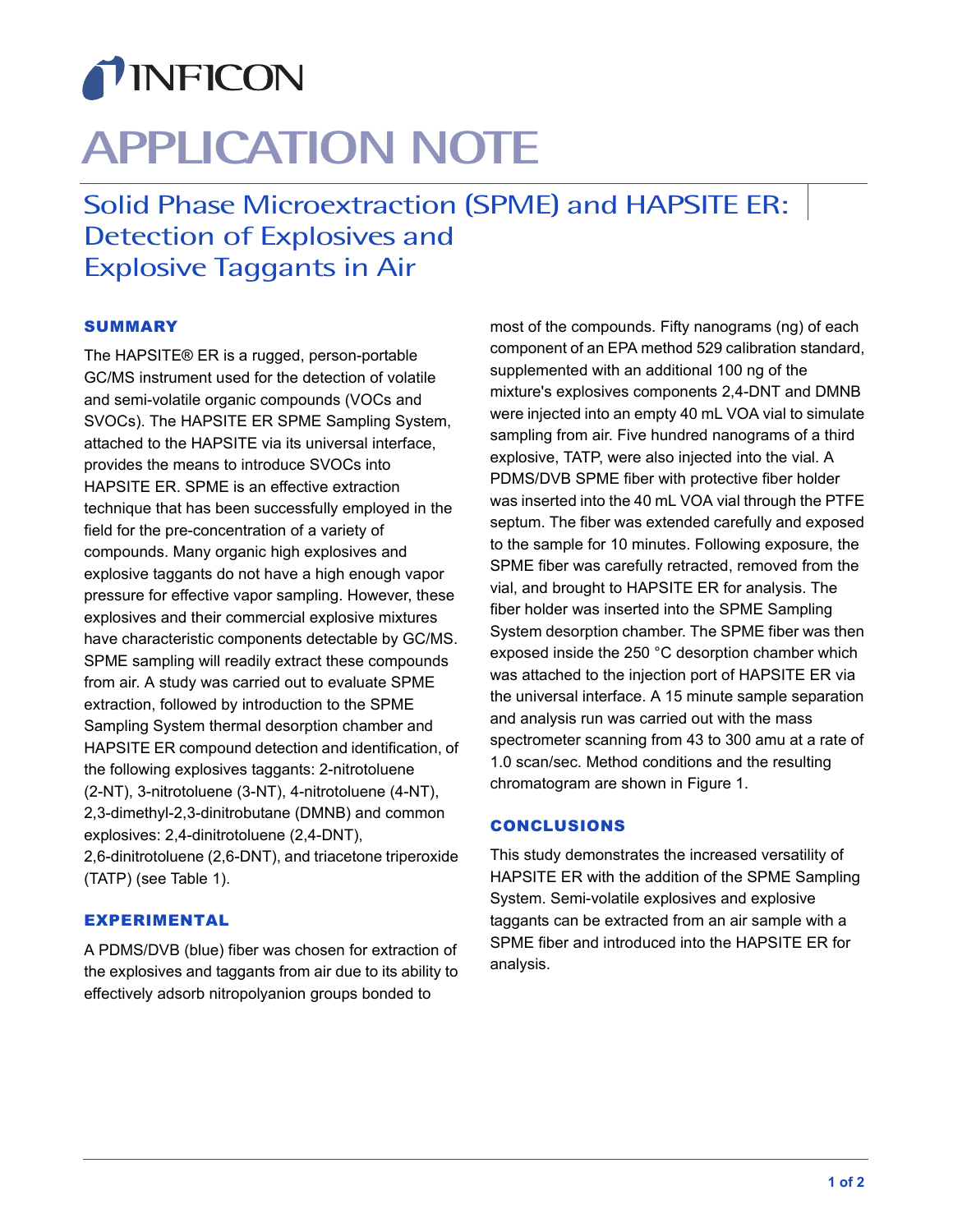INFICON

# APPLICATION NOTE

## Solid Phase Microextraction (SPME) and HAPSITE ER: Detection of Explosives and Explosive Taggants in Air

### SUMMARY

The HAPSITE® ER is a rugged, person-portable GC/MS instrument used for the detection of volatile and semi-volatile organic compounds (VOCs and SVOCs). The HAPSITE ER SPME Sampling System, attached to the HAPSITE via its universal interface, provides the means to introduce SVOCs into HAPSITE ER. SPME is an effective extraction technique that has been successfully employed in the field for the pre-concentration of a variety of compounds. Many organic high explosives and explosive taggants do not have a high enough vapor pressure for effective vapor sampling. However, these explosives and their commercial explosive mixtures have characteristic components detectable by GC/MS. SPME sampling will readily extract these compounds from air. A study was carried out to evaluate SPME extraction, followed by introduction to the SPME Sampling System thermal desorption chamber and HAPSITE ER compound detection and identification, of the following explosives taggants: 2-nitrotoluene (2-NT), 3-nitrotoluene (3-NT), 4-nitrotoluene (4-NT), 2,3-dimethyl-2,3-dinitrobutane (DMNB) and common explosives: 2,4-dinitrotoluene (2,4-DNT), 2,6-dinitrotoluene (2,6-DNT), and triacetone triperoxide (TATP) (see Table 1).

### EXPERIMENTAL

A PDMS/DVB (blue) fiber was chosen for extraction of the explosives and taggants from air due to its ability to effectively adsorb nitropolyanion groups bonded to most of the compounds. Fifty nanograms (ng) of each component of an EPA method 529 calibration standard, supplemented with an additional 100 ng of the mixture's explosives components 2,4-DNT and DMNB were injected into an empty 40 mL VOA vial to simulate sampling from air. Five hundred nanograms of a third explosive, TATP, were also injected into the vial. A PDMS/DVB SPME fiber with protective fiber holder was inserted into the 40 mL VOA vial through the PTFE septum. The fiber was extended carefully and exposed to the sample for 10 minutes. Following exposure, the SPME fiber was carefully retracted, removed from the vial, and brought to HAPSITE ER for analysis. The fiber holder was inserted into the SPME Sampling System desorption chamber. The SPME fiber was then exposed inside the 250 °C desorption chamber which was attached to the injection port of HAPSITE ER via the universal interface. A 15 minute sample separation and analysis run was carried out with the mass spectrometer scanning from 43 to 300 amu at a rate of 1.0 scan/sec. Method conditions and the resulting chromatogram are shown in Figure 1.

### CONCLUSIONS

This study demonstrates the increased versatility of HAPSITE ER with the addition of the SPME Sampling System. Semi-volatile explosives and explosive taggants can be extracted from an air sample with a SPME fiber and introduced into the HAPSITE ER for analysis.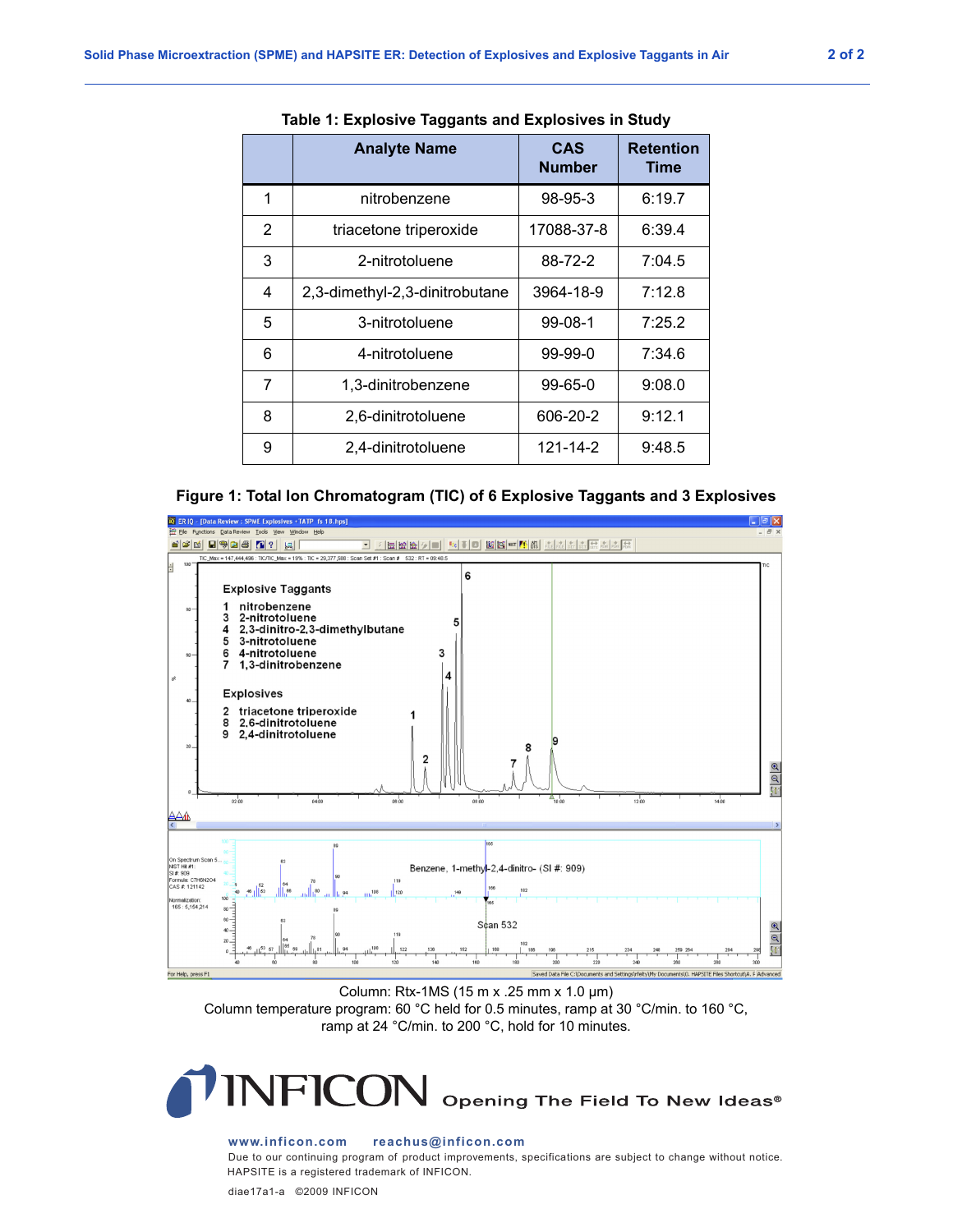**Table 1: Explosive Taggants and Explosives in Study**

| | Analyte Name | CAS Number | Retention Time |
|---|---|---|---|
| 1 | nitrobenzene | 98-95-3 | 6:19.7 |
| 2 | triacetone triperoxide | 17088-37-8 | 6:39.4 |
| 3 | 2-nitrotoluene | 88-72-2 | 7:04.5 |
| 4 | 2,3-dimethyl-2,3-dinitrobutane | 3964-18-9 | 7:12.8 |
| 5 | 3-nitrotoluene | 99-08-1 | 7:25.2 |
| 6 | 4-nitrotoluene | 99-99-0 | 7:34.6 |
| 7 | 1,3-dinitrobenzene | 99-65-0 | 9:08.0 |
| 8 | 2,6-dinitrotoluene | 606-20-2 | 9:12.1 |
| 9 | 2,4-dinitrotoluene | 121-14-2 | 9:48.5 |

**Figure 1: Total Ion Chromatogram (TIC) of 6 Explosive Taggants and 3 Explosives**

Explosive Taggants
1 nitrobenzene
3 2-nitrotoluene
4 2,3-dinitro-2,3-dimethylbutane
5 3-nitrotoluene
6 4-nitrotoluene
7 1,3-dinitrobenzene

Explosives
2 triacetone triperoxide
8 2,6-dinitrotoluene
9 2,4-dinitrotoluene

Benzene, 1-methyl-2,4-dinitro- (SI #: 909)

Scan 532

Column: Rtx-1MS (15 m x .25 mm x 1.0 µm)
Column temperature program: 60 °C held for 0.5 minutes, ramp at 30 °C/min. to 160 °C, ramp at 24 °C/min. to 200 °C, hold for 10 minutes.

INFICON Opening The Field To New Ideas®

www.inficon.com reachus@inficon.com
Due to our continuing program of product improvements, specifications are subject to change without notice.
HAPSITE is a registered trademark of INFICON.

diae17a1-a ©2009 INFICON